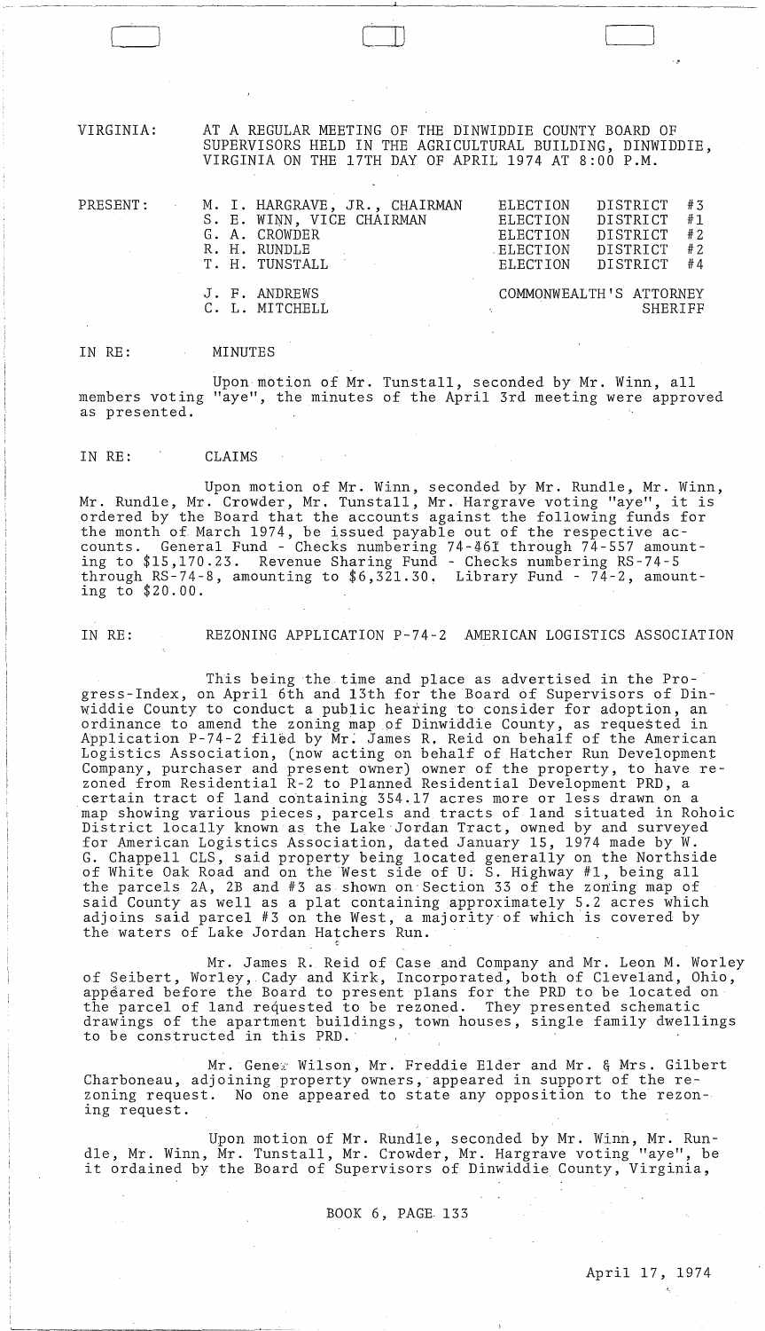VIRGINIA: AT A REGULAR MEETING OF THE DINWIDDIE COUNTY BOARD OF SUPERVISORS HELD IN THE AGRICULTURAL BUILDING, DINWIDDIE, VIRGINIA ON THE 17TH DAY OF APRIL 1974 AT 8:00 P.M.

| PRESENT: | | |
|---|---|---|
| | M. I. HARGRAVE, JR., CHAIRMAN | ELECTION DISTRICT #3 |
| | S. E. WINN, VICE CHAIRMAN | ELECTION DISTRICT #1 |
| | G. A. CROWDER | ELECTION DISTRICT #2 |
| | R. H. RUNDLE | ELECTION DISTRICT #2 |
| | T. H. TUNSTALL | ELECTION DISTRICT #4 |
| | J. F. ANDREWS | COMMONWEALTH'S ATTORNEY |
| | C. L. MITCHELL | SHERIFF |

IN RE: MINUTES

Upon motion of Mr. Tunstall, seconded by Mr. Winn, all members voting "aye", the minutes of the April 3rd meeting were approved as presented.

IN RE: CLAIMS

Upon motion of Mr. Winn, seconded by Mr. Rundle, Mr. Winn, Mr. Rundle, Mr. Crowder, Mr. Tunstall, Mr. Hargrave voting "aye", it is ordered by the Board that the accounts against the following funds for the month of March 1974, be issued payable out of the respective accounts. General Fund - Checks numbering 74-461 through 74-557 amounting to $15,170.23. Revenue Sharing Fund - Checks numbering RS-74-5 through RS-74-8, amounting to $6,321.30. Library Fund - 74-2, amounting to $20.00.

IN RE: REZONING APPLICATION P-74-2 AMERICAN LOGISTICS ASSOCIATION

This being the time and place as advertised in the Progress-Index, on April 6th and 13th for the Board of Supervisors of Dinwiddie County to conduct a public hearing to consider for adoption, an ordinance to amend the zoning map of Dinwiddie County, as requested in Application P-74-2 filed by Mr. James R. Reid on behalf of the American Logistics Association, (now acting on behalf of Hatcher Run Development Company, purchaser and present owner) owner of the property, to have rezoned from Residential R-2 to Planned Residential Development PRD, a certain tract of land containing 354.17 acres more or less drawn on a map showing various pieces, parcels and tracts of land situated in Rohoic District locally known as the Lake Jordan Tract, owned by and surveyed for American Logistics Association, dated January 15, 1974 made by W. G. Chappell CLS, said property being located generally on the Northside of White Oak Road and on the West side of U. S. Highway #1, being all the parcels 2A, 2B and #3 as shown on Section 33 of the zoning map of said County as well as a plat containing approximately 5.2 acres which adjoins said parcel #3 on the West, a majority of which is covered by the waters of Lake Jordan Hatchers Run.

Mr. James R. Reid of Case and Company and Mr. Leon M. Worley of Seibert, Worley, Cady and Kirk, Incorporated, both of Cleveland, Ohio, appeared before the Board to present plans for the PRD to be located on the parcel of land requested to be rezoned. They presented schematic drawings of the apartment buildings, town houses, single family dwellings to be constructed in this PRD.

Mr. Gene Wilson, Mr. Freddie Elder and Mr. & Mrs. Gilbert Charboneau, adjoining property owners, appeared in support of the rezoning request. No one appeared to state any opposition to the rezoning request.

Upon motion of Mr. Rundle, seconded by Mr. Winn, Mr. Rundle, Mr. Winn, Mr. Tunstall, Mr. Crowder, Mr. Hargrave voting "aye", be it ordained by the Board of Supervisors of Dinwiddie County, Virginia,

BOOK 6, PAGE 133

April 17, 1974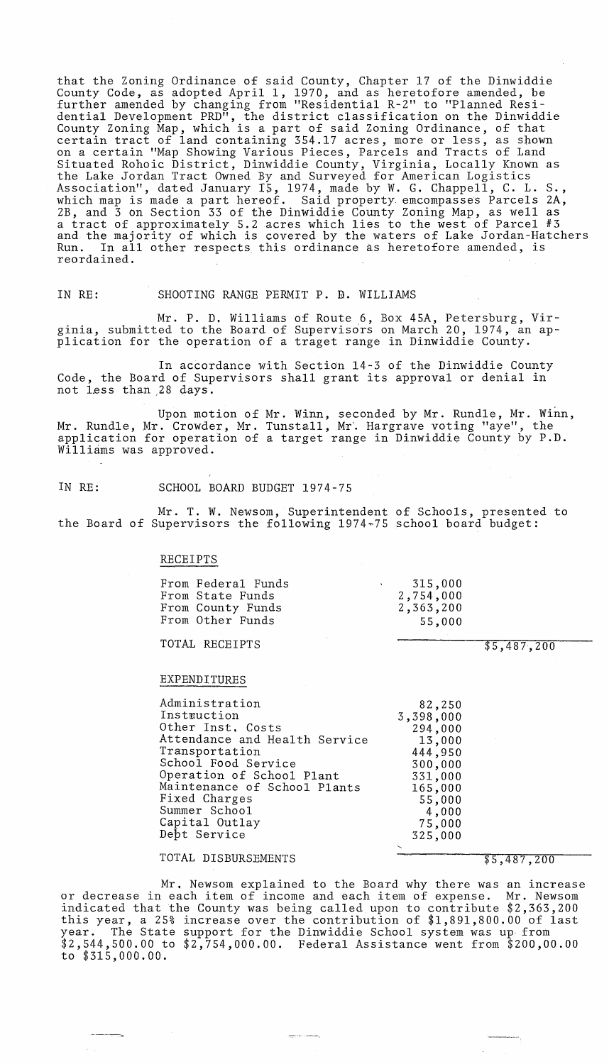that the Zoning Ordinance of said County, Chapter 17 of the Dinwiddie County Code, as adopted April 1, 1970, and as heretofore amended, be further amended by changing from "Residential R-2" to "Planned Residential Development PRD", the district classification on the Dinwiddie County Zoning Map, which is a part of said Zoning Ordinance, of that certain tract of land containing 354.17 acres, more or less, as shown on a certain "Map Showing Various Pieces, Parcels and Tracts of Land Situated Rohoic District, Dinwiddie County, Virginia, Locally Known as the Lake Jordan Tract Owned By and Surveyed for American Logistics Association", dated January 15, 1974, made by W. G. Chappell, C. L. S., which map is made a part hereof. Said property emcompasses Parcels 2A, 2B, and 3 on Section 33 of the Dinwiddie County Zoning Map, as well as a tract of approximately 5.2 acres which lies to the west of Parcel #3 and the majority of which is covered by the waters of Lake Jordan-Hatchers Run. In all other respects this ordinance as heretofore amended, is reordained.

IN RE: SHOOTING RANGE PERMIT P. D. WILLIAMS

Mr. P. D. Williams of Route 6, Box 45A, Petersburg, Virginia, submitted to the Board of Supervisors on March 20, 1974, an application for the operation of a traget range in Dinwiddie County.

In accordance with Section 14-3 of the Dinwiddie County Code, the Board of Supervisors shall grant its approval or denial in not less than 28 days.

Upon motion of Mr. Winn, seconded by Mr. Rundle, Mr. Winn, Mr. Rundle, Mr. Crowder, Mr. Tunstall, Mr. Hargrave voting "aye", the application for operation of a target range in Dinwiddie County by P.D. Williams was approved.

IN RE: SCHOOL BOARD BUDGET 1974-75

Mr. T. W. Newsom, Superintendent of Schools, presented to the Board of Supervisors the following 1974-75 school board budget:

RECEIPTS

| | | |
|---|---|---|
| From Federal Funds | 315,000 | |
| From State Funds | 2,754,000 | |
| From County Funds | 2,363,200 | |
| From Other Funds | 55,000 | |
| TOTAL RECEIPTS | | $5,487,200 |

EXPENDITURES

| | | |
|---|---|---|
| Administration | 82,250 | |
| Instruction | 3,398,000 | |
| Other Inst. Costs | 294,000 | |
| Attendance and Health Service | 13,000 | |
| Transportation | 444,950 | |
| School Food Service | 300,000 | |
| Operation of School Plant | 331,000 | |
| Maintenance of School Plants | 165,000 | |
| Fixed Charges | 55,000 | |
| Summer School | 4,000 | |
| Capital Outlay | 75,000 | |
| Debt Service | 325,000 | |
| TOTAL DISBURSEMENTS | | $5,487,200 |

Mr. Newsom explained to the Board why there was an increase or decrease in each item of income and each item of expense. Mr. Newsom indicated that the County was being called upon to contribute $2,363,200 this year, a 25% increase over the contribution of $1,891,800.00 of last year. The State support for the Dinwiddie School system was up from $2,544,500.00 to $2,754,000.00. Federal Assistance went from $200,00.00 to $315,000.00.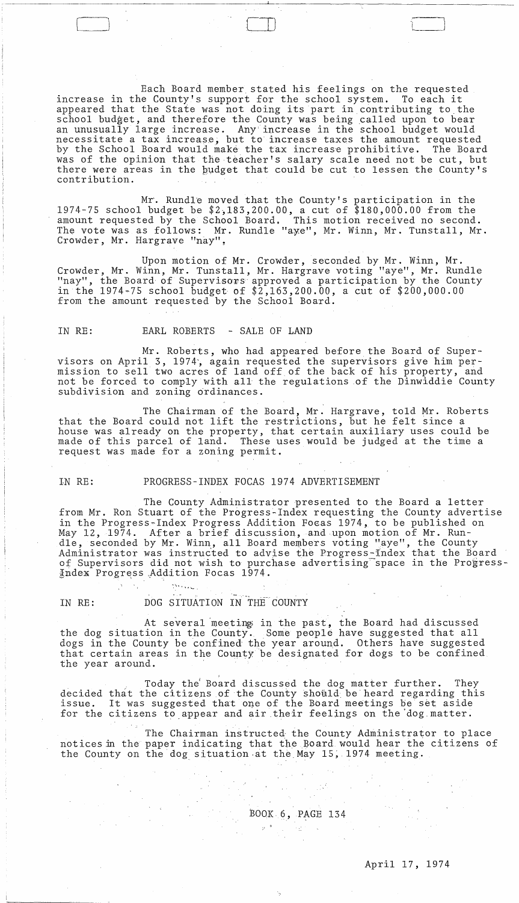Each Board member stated his feelings on the requested increase in the County's support for the school system. To each it appeared that the State was not doing its part in contributing to the school budget, and therefore the County was being called upon to bear an unusually large increase. Any increase in the school budget would necessitate a tax increase, but to increase taxes the amount requested by the School Board would make the tax increase prohibitive. The Board was of the opinion that the teacher's salary scale need not be cut, but there were areas in the budget that could be cut to lessen the County's contribution.

Mr. Rundle moved that the County's participation in the 1974-75 school budget be $2,183,200.00, a cut of $180,000.00 from the amount requested by the School Board. This motion received no second. The vote was as follows: Mr. Rundle "aye", Mr. Winn, Mr. Tunstall, Mr. Crowder, Mr. Hargrave "nay".

Upon motion of Mr. Crowder, seconded by Mr. Winn, Mr. Crowder, Mr. Winn, Mr. Tunstall, Mr. Hargrave voting "aye", Mr. Rundle "nay", the Board of Supervisors approved a participation by the County in the 1974-75 school budget of $2,163,200.00, a cut of $200,000.00 from the amount requested by the School Board.

IN RE: EARL ROBERTS - SALE OF LAND

Mr. Roberts, who had appeared before the Board of Supervisors on April 3, 1974, again requested the supervisors give him permission to sell two acres of land off of the back of his property, and not be forced to comply with all the regulations of the Dinwiddie County subdivision and zoning ordinances.

The Chairman of the Board, Mr. Hargrave, told Mr. Roberts that the Board could not lift the restrictions, but he felt since a house was already on the property, that certain auxiliary uses could be made of this parcel of land. These uses would be judged at the time a request was made for a zoning permit.

IN RE: PROGRESS-INDEX FOCAS 1974 ADVERTISEMENT

The County Administrator presented to the Board a letter from Mr. Ron Stuart of the Progress-Index requesting the County advertise in the Progress-Index Progress Addition Focas 1974, to be published on May 12, 1974. After a brief discussion, and upon motion of Mr. Rundle, seconded by Mr. Winn, all Board members voting "aye", the County Administrator was instructed to advise the Progress-Index that the Board of Supervisors did not wish to purchase advertising space in the Progress-Index Progress Addition Focas 1974.

IN RE: DOG SITUATION IN THE COUNTY

At several meetings in the past, the Board had discussed the dog situation in the County. Some people have suggested that all dogs in the County be confined the year around. Others have suggested that certain areas in the County be designated for dogs to be confined the year around.

Today the Board discussed the dog matter further. They decided that the citizens of the County should be heard regarding this issue. It was suggested that one of the Board meetings be set aside for the citizens to appear and air their feelings on the dog matter.

The Chairman instructed the County Administrator to place notices in the paper indicating that the Board would hear the citizens of the County on the dog situation at the May 15, 1974 meeting.

BOOK 6, PAGE 134

April 17, 1974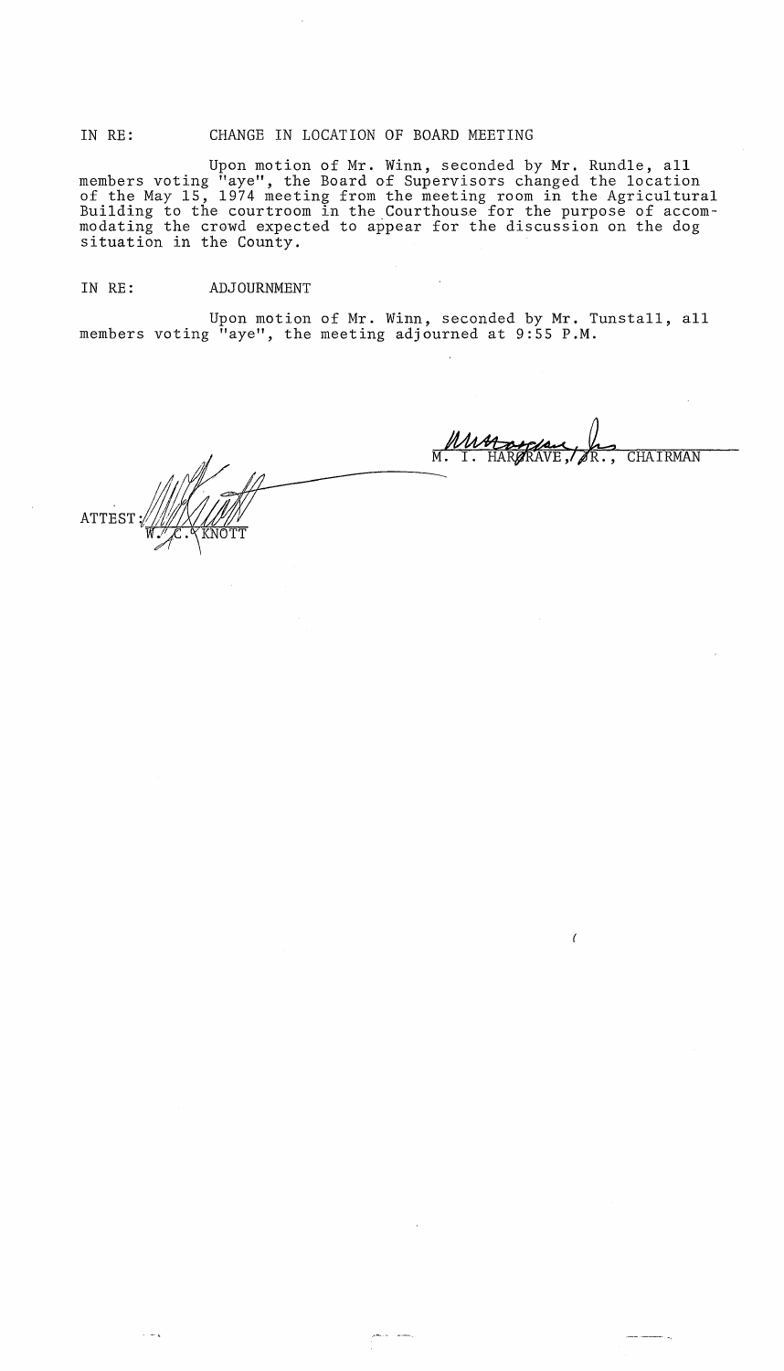IN RE: CHANGE IN LOCATION OF BOARD MEETING

Upon motion of Mr. Winn, seconded by Mr. Rundle, all members voting "aye", the Board of Supervisors changed the location of the May 15, 1974 meeting from the meeting room in the Agricultural Building to the courtroom in the Courthouse for the purpose of accommodating the crowd expected to appear for the discussion on the dog situation in the County.

IN RE: ADJOURNMENT

Upon motion of Mr. Winn, seconded by Mr. Tunstall, all members voting "aye", the meeting adjourned at 9:55 P.M.

M. I. HARGRAVE, JR., CHAIRMAN

ATTEST: W. C. KNOTT